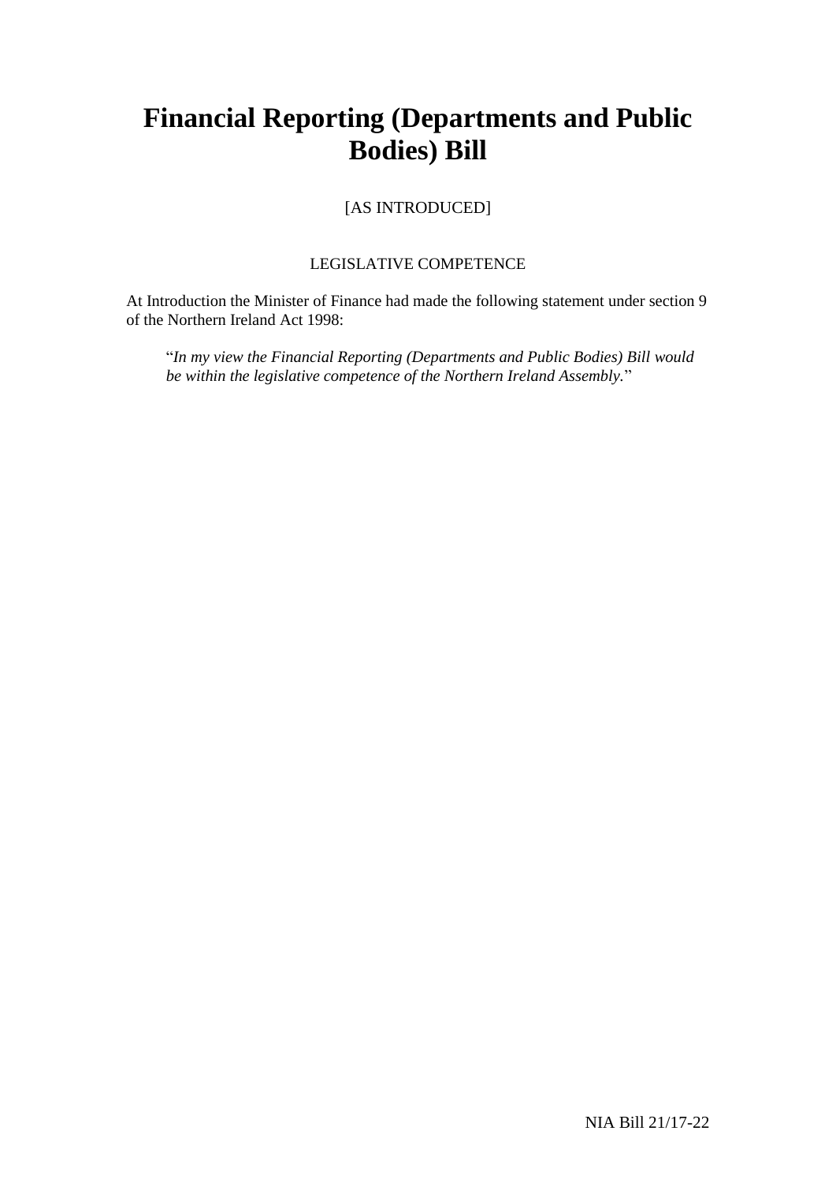# Financial Reporting (Departments and Public Bodies) Bill

[AS INTRODUCED]

LEGISLATIVE COMPETENCE

At Introduction the Minister of Finance had made the following statement under section 9 of the Northern Ireland Act 1998:

> "*In my view the Financial Reporting (Departments and Public Bodies) Bill would be within the legislative competence of the Northern Ireland Assembly.*"

NIA Bill 21/17-22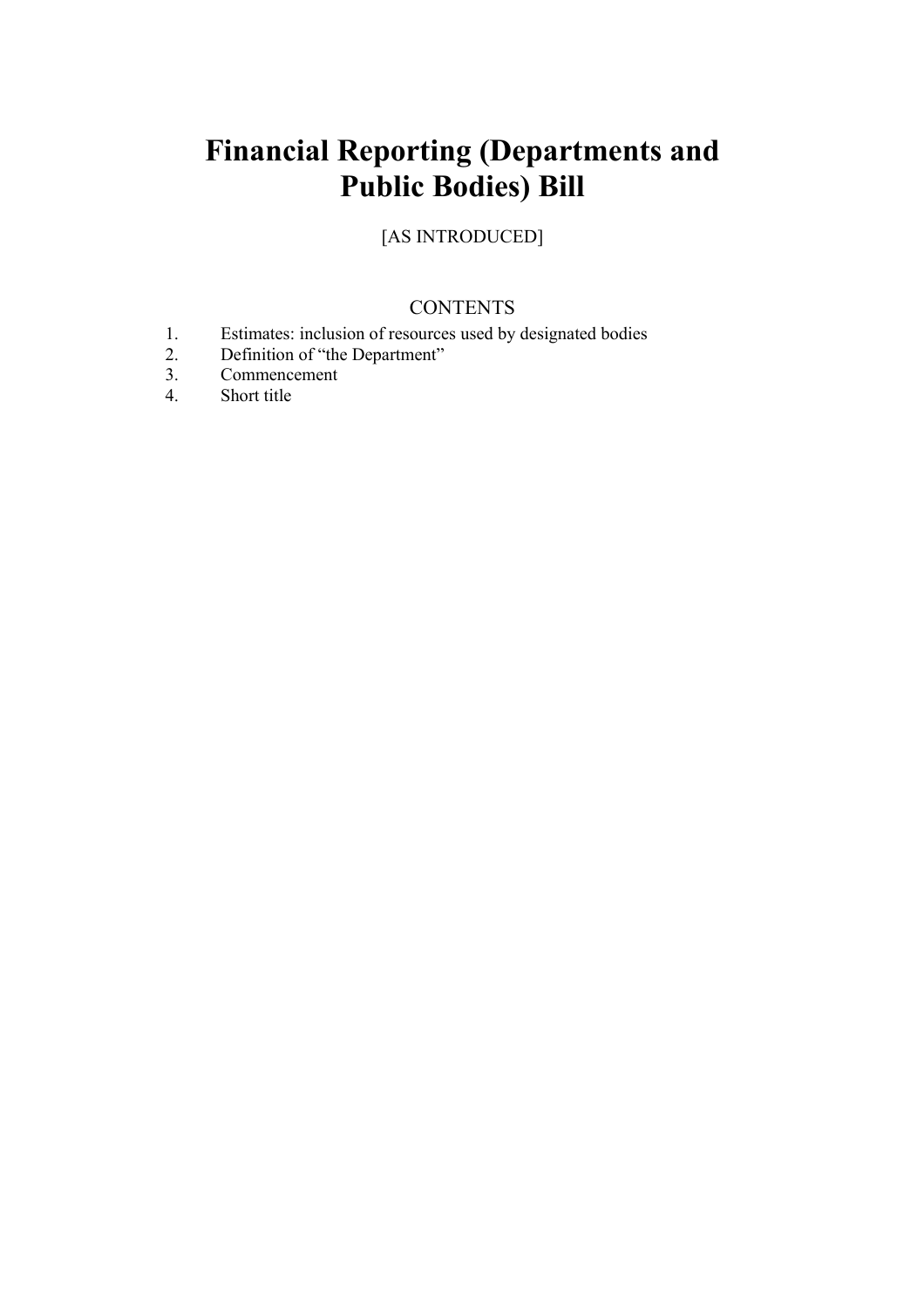# Financial Reporting (Departments and Public Bodies) Bill

[AS INTRODUCED]

## CONTENTS

1. Estimates: inclusion of resources used by designated bodies
2. Definition of "the Department"
3. Commencement
4. Short title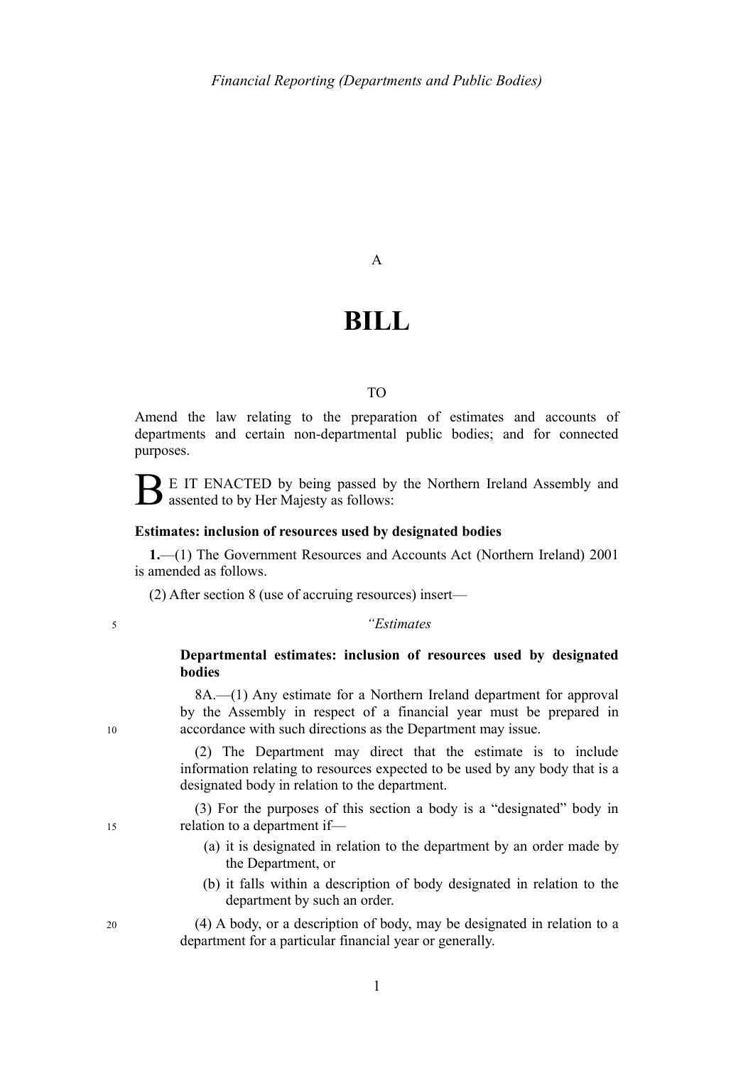A

# BILL

TO

Amend the law relating to the preparation of estimates and accounts of departments and certain non-departmental public bodies; and for connected purposes.

BE IT ENACTED by being passed by the Northern Ireland Assembly and assented to by Her Majesty as follows:

**Estimates: inclusion of resources used by designated bodies**

**1.**—(1) The Government Resources and Accounts Act (Northern Ireland) 2001 is amended as follows.

(2) After section 8 (use of accruing resources) insert—

*"Estimates*

**Departmental estimates: inclusion of resources used by designated bodies**

8A.—(1) Any estimate for a Northern Ireland department for approval by the Assembly in respect of a financial year must be prepared in accordance with such directions as the Department may issue.

(2) The Department may direct that the estimate is to include information relating to resources expected to be used by any body that is a designated body in relation to the department.

(3) For the purposes of this section a body is a "designated" body in relation to a department if—

(a) it is designated in relation to the department by an order made by the Department, or

(b) it falls within a description of body designated in relation to the department by such an order.

(4) A body, or a description of body, may be designated in relation to a department for a particular financial year or generally.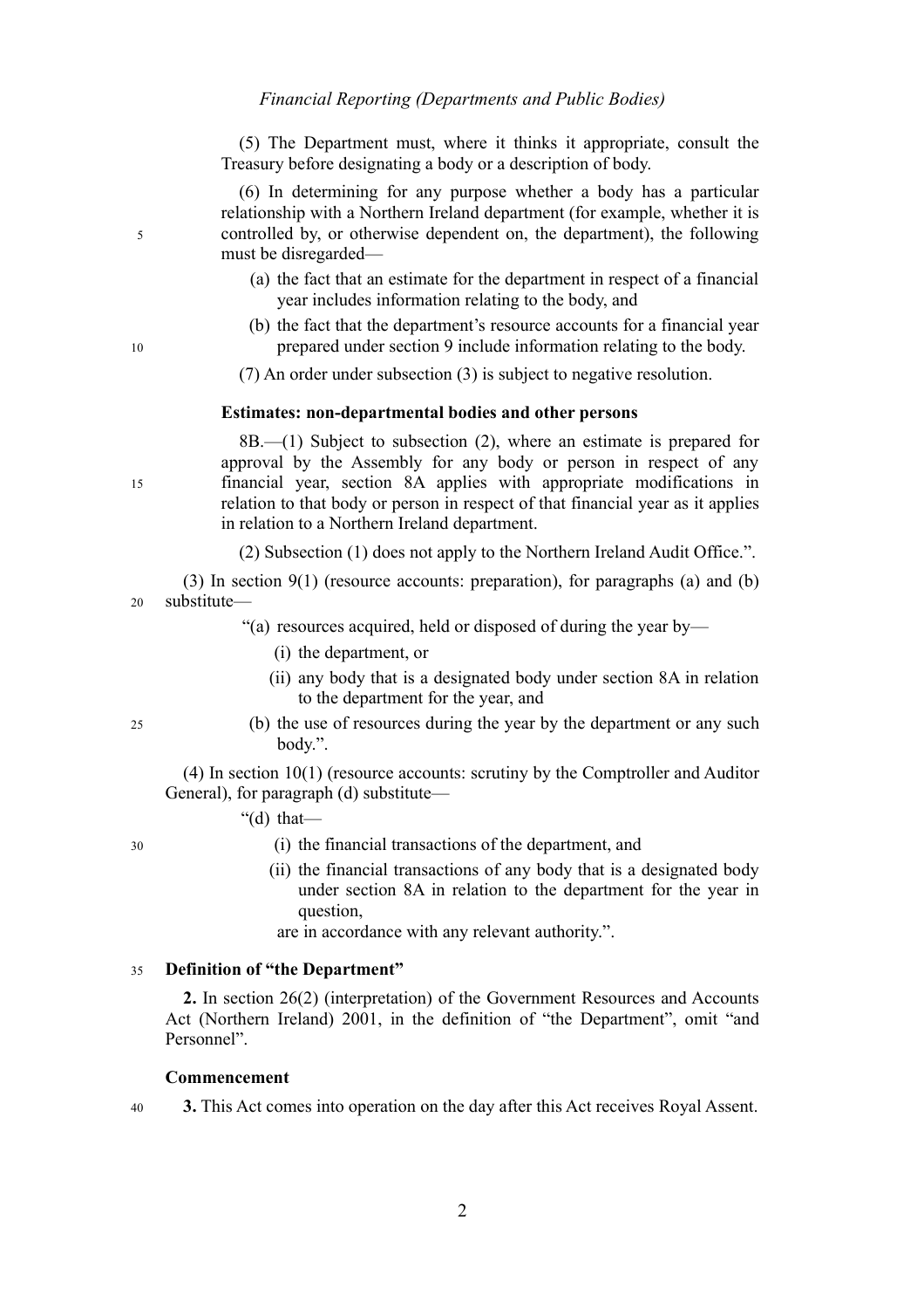(5) The Department must, where it thinks it appropriate, consult the Treasury before designating a body or a description of body.

(6) In determining for any purpose whether a body has a particular relationship with a Northern Ireland department (for example, whether it is controlled by, or otherwise dependent on, the department), the following must be disregarded—

(a) the fact that an estimate for the department in respect of a financial year includes information relating to the body, and

(b) the fact that the department's resource accounts for a financial year prepared under section 9 include information relating to the body.

(7) An order under subsection (3) is subject to negative resolution.

**Estimates: non-departmental bodies and other persons**

8B.—(1) Subject to subsection (2), where an estimate is prepared for approval by the Assembly for any body or person in respect of any financial year, section 8A applies with appropriate modifications in relation to that body or person in respect of that financial year as it applies in relation to a Northern Ireland department.

(2) Subsection (1) does not apply to the Northern Ireland Audit Office.".

(3) In section 9(1) (resource accounts: preparation), for paragraphs (a) and (b) substitute—

"(a) resources acquired, held or disposed of during the year by—

(i) the department, or

(ii) any body that is a designated body under section 8A in relation to the department for the year, and

(b) the use of resources during the year by the department or any such body.".

(4) In section 10(1) (resource accounts: scrutiny by the Comptroller and Auditor General), for paragraph (d) substitute—

"(d) that—

(i) the financial transactions of the department, and

(ii) the financial transactions of any body that is a designated body under section 8A in relation to the department for the year in question,

are in accordance with any relevant authority.".

**Definition of "the Department"**

**2.** In section 26(2) (interpretation) of the Government Resources and Accounts Act (Northern Ireland) 2001, in the definition of "the Department", omit "and Personnel".

**Commencement**

**3.** This Act comes into operation on the day after this Act receives Royal Assent.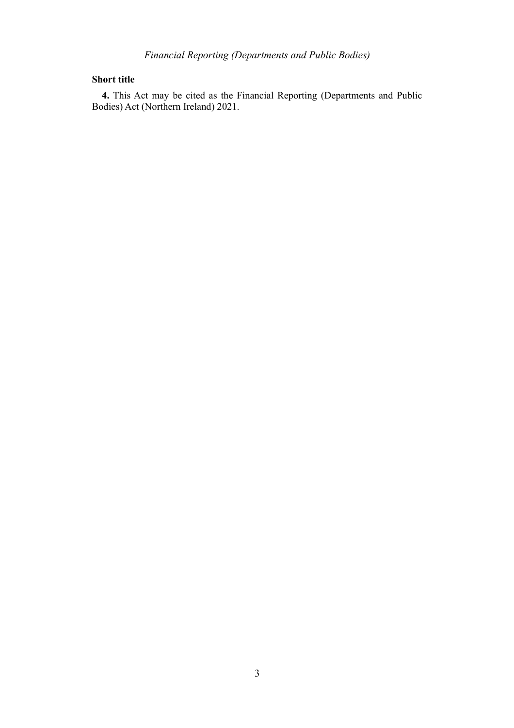**Short title**

**4.** This Act may be cited as the Financial Reporting (Departments and Public Bodies) Act (Northern Ireland) 2021.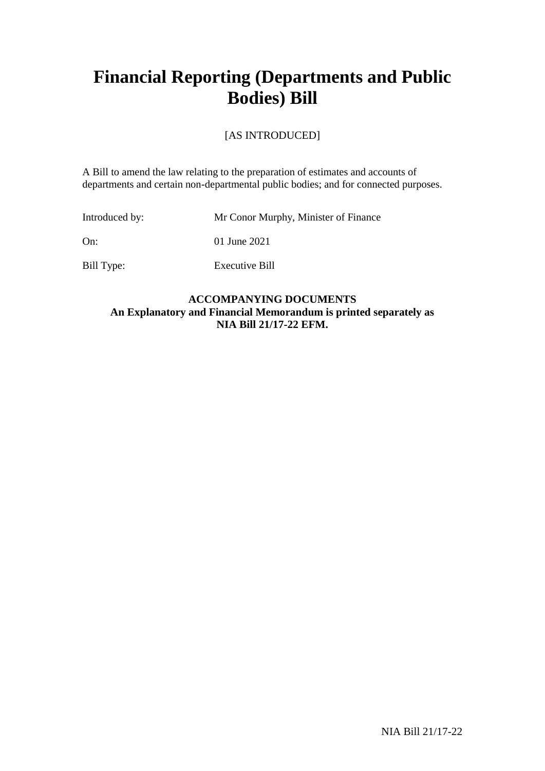# Financial Reporting (Departments and Public Bodies) Bill

[AS INTRODUCED]

A Bill to amend the law relating to the preparation of estimates and accounts of departments and certain non-departmental public bodies; and for connected purposes.

| | |
|---|---|
| Introduced by: | Mr Conor Murphy, Minister of Finance |
| On: | 01 June 2021 |
| Bill Type: | Executive Bill |

**ACCOMPANYING DOCUMENTS**
**An Explanatory and Financial Memorandum is printed separately as NIA Bill 21/17-22 EFM.**

NIA Bill 21/17-22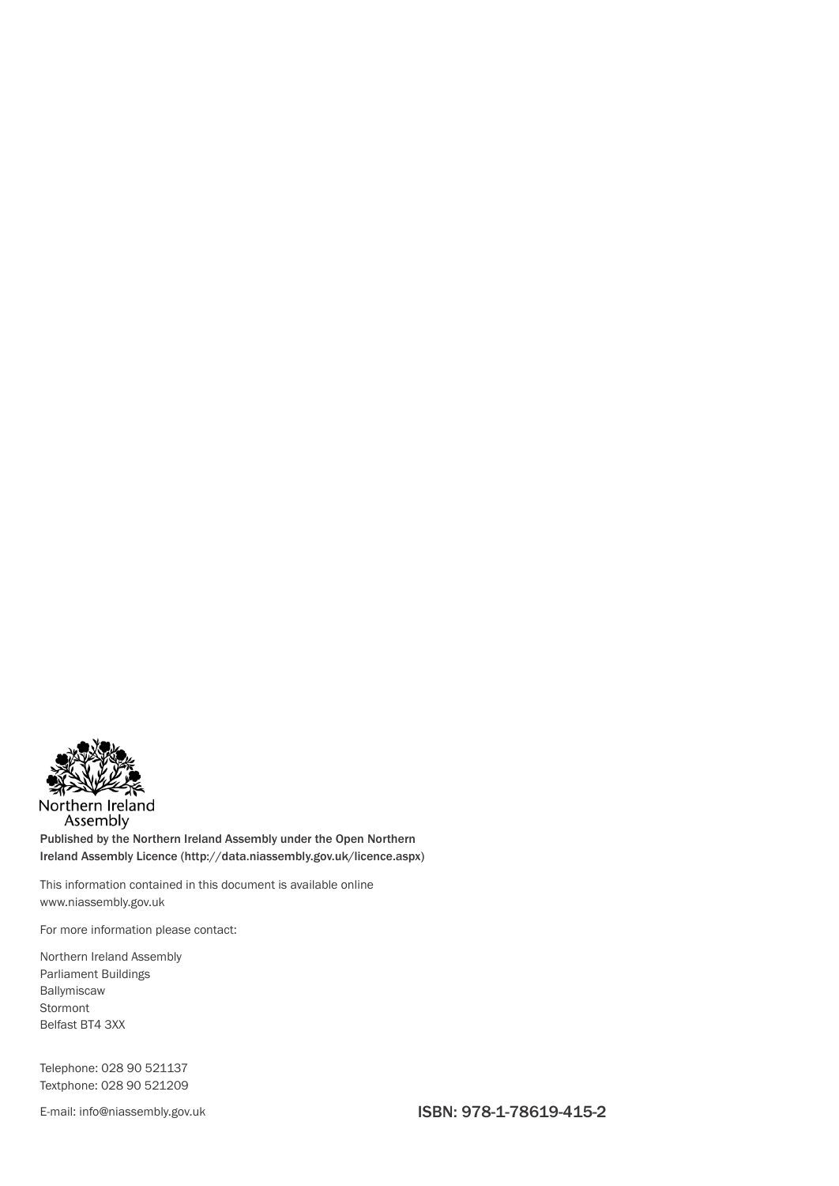Northern Ireland Assembly

**Published by the Northern Ireland Assembly under the Open Northern Ireland Assembly Licence (http://data.niassembly.gov.uk/licence.aspx)**

This information contained in this document is available online
www.niassembly.gov.uk

For more information please contact:

Northern Ireland Assembly
Parliament Buildings
Ballymiscaw
Stormont
Belfast BT4 3XX

Telephone: 028 90 521137
Textphone: 028 90 521209

E-mail: info@niassembly.gov.uk

ISBN: 978-1-78619-415-2